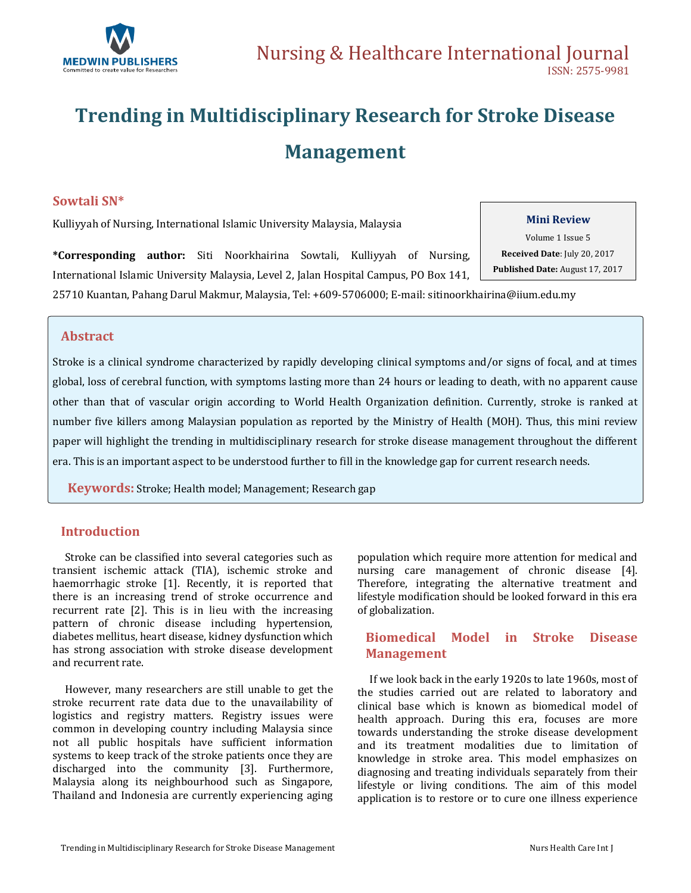# Trending in Multidisciplinary Research for Stroke Disease Management

**Sowtali SN***

Kulliyyah of Nursing, International Islamic University Malaysia, Malaysia

**\*Corresponding author:** Siti Noorkhairina Sowtali, Kulliyyah of Nursing, International Islamic University Malaysia, Level 2, Jalan Hospital Campus, PO Box 141, 25710 Kuantan, Pahang Darul Makmur, Malaysia, Tel: +609-5706000; E-mail: sitinoorkhairina@iium.edu.my

**Mini Review**

Volume 1 Issue 5

**Received Date**: July 20, 2017

**Published Date:** August 17, 2017

## Abstract

Stroke is a clinical syndrome characterized by rapidly developing clinical symptoms and/or signs of focal, and at times global, loss of cerebral function, with symptoms lasting more than 24 hours or leading to death, with no apparent cause other than that of vascular origin according to World Health Organization definition. Currently, stroke is ranked at number five killers among Malaysian population as reported by the Ministry of Health (MOH). Thus, this mini review paper will highlight the trending in multidisciplinary research for stroke disease management throughout the different era. This is an important aspect to be understood further to fill in the knowledge gap for current research needs.

**Keywords:** Stroke; Health model; Management; Research gap

## Introduction

Stroke can be classified into several categories such as transient ischemic attack (TIA), ischemic stroke and haemorrhagic stroke [1]. Recently, it is reported that there is an increasing trend of stroke occurrence and recurrent rate [2]. This is in lieu with the increasing pattern of chronic disease including hypertension, diabetes mellitus, heart disease, kidney dysfunction which has strong association with stroke disease development and recurrent rate.

However, many researchers are still unable to get the stroke recurrent rate data due to the unavailability of logistics and registry matters. Registry issues were common in developing country including Malaysia since not all public hospitals have sufficient information systems to keep track of the stroke patients once they are discharged into the community [3]. Furthermore, Malaysia along its neighbourhood such as Singapore, Thailand and Indonesia are currently experiencing aging population which require more attention for medical and nursing care management of chronic disease [4]. Therefore, integrating the alternative treatment and lifestyle modification should be looked forward in this era of globalization.

## Biomedical Model in Stroke Disease Management

If we look back in the early 1920s to late 1960s, most of the studies carried out are related to laboratory and clinical base which is known as biomedical model of health approach. During this era, focuses are more towards understanding the stroke disease development and its treatment modalities due to limitation of knowledge in stroke area. This model emphasizes on diagnosing and treating individuals separately from their lifestyle or living conditions. The aim of this model application is to restore or to cure one illness experience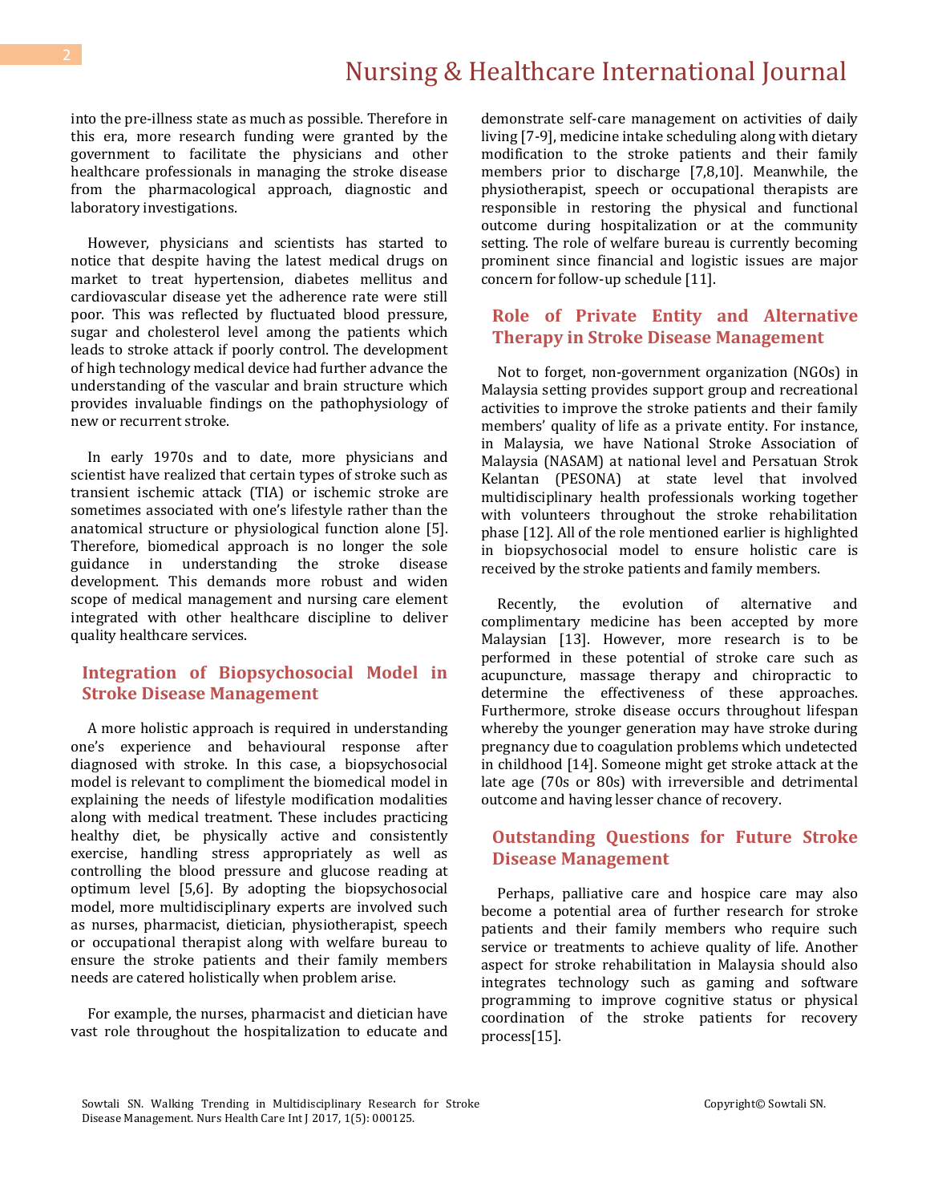into the pre-illness state as much as possible. Therefore in this era, more research funding were granted by the government to facilitate the physicians and other healthcare professionals in managing the stroke disease from the pharmacological approach, diagnostic and laboratory investigations.

However, physicians and scientists has started to notice that despite having the latest medical drugs on market to treat hypertension, diabetes mellitus and cardiovascular disease yet the adherence rate were still poor. This was reflected by fluctuated blood pressure, sugar and cholesterol level among the patients which leads to stroke attack if poorly control. The development of high technology medical device had further advance the understanding of the vascular and brain structure which provides invaluable findings on the pathophysiology of new or recurrent stroke.

In early 1970s and to date, more physicians and scientist have realized that certain types of stroke such as transient ischemic attack (TIA) or ischemic stroke are sometimes associated with one's lifestyle rather than the anatomical structure or physiological function alone [5]. Therefore, biomedical approach is no longer the sole guidance in understanding the stroke disease development. This demands more robust and widen scope of medical management and nursing care element integrated with other healthcare discipline to deliver quality healthcare services.

## Integration of Biopsychosocial Model in Stroke Disease Management

A more holistic approach is required in understanding one's experience and behavioural response after diagnosed with stroke. In this case, a biopsychosocial model is relevant to compliment the biomedical model in explaining the needs of lifestyle modification modalities along with medical treatment. These includes practicing healthy diet, be physically active and consistently exercise, handling stress appropriately as well as controlling the blood pressure and glucose reading at optimum level [5,6]. By adopting the biopsychosocial model, more multidisciplinary experts are involved such as nurses, pharmacist, dietician, physiotherapist, speech or occupational therapist along with welfare bureau to ensure the stroke patients and their family members needs are catered holistically when problem arise.

For example, the nurses, pharmacist and dietician have vast role throughout the hospitalization to educate and demonstrate self-care management on activities of daily living [7-9], medicine intake scheduling along with dietary modification to the stroke patients and their family members prior to discharge [7,8,10]. Meanwhile, the physiotherapist, speech or occupational therapists are responsible in restoring the physical and functional outcome during hospitalization or at the community setting. The role of welfare bureau is currently becoming prominent since financial and logistic issues are major concern for follow-up schedule [11].

## Role of Private Entity and Alternative Therapy in Stroke Disease Management

Not to forget, non-government organization (NGOs) in Malaysia setting provides support group and recreational activities to improve the stroke patients and their family members' quality of life as a private entity. For instance, in Malaysia, we have National Stroke Association of Malaysia (NASAM) at national level and Persatuan Strok Kelantan (PESONA) at state level that involved multidisciplinary health professionals working together with volunteers throughout the stroke rehabilitation phase [12]. All of the role mentioned earlier is highlighted in biopsychosocial model to ensure holistic care is received by the stroke patients and family members.

Recently, the evolution of alternative and complimentary medicine has been accepted by more Malaysian [13]. However, more research is to be performed in these potential of stroke care such as acupuncture, massage therapy and chiropractic to determine the effectiveness of these approaches. Furthermore, stroke disease occurs throughout lifespan whereby the younger generation may have stroke during pregnancy due to coagulation problems which undetected in childhood [14]. Someone might get stroke attack at the late age (70s or 80s) with irreversible and detrimental outcome and having lesser chance of recovery.

## Outstanding Questions for Future Stroke Disease Management

Perhaps, palliative care and hospice care may also become a potential area of further research for stroke patients and their family members who require such service or treatments to achieve quality of life. Another aspect for stroke rehabilitation in Malaysia should also integrates technology such as gaming and software programming to improve cognitive status or physical coordination of the stroke patients for recovery process[15].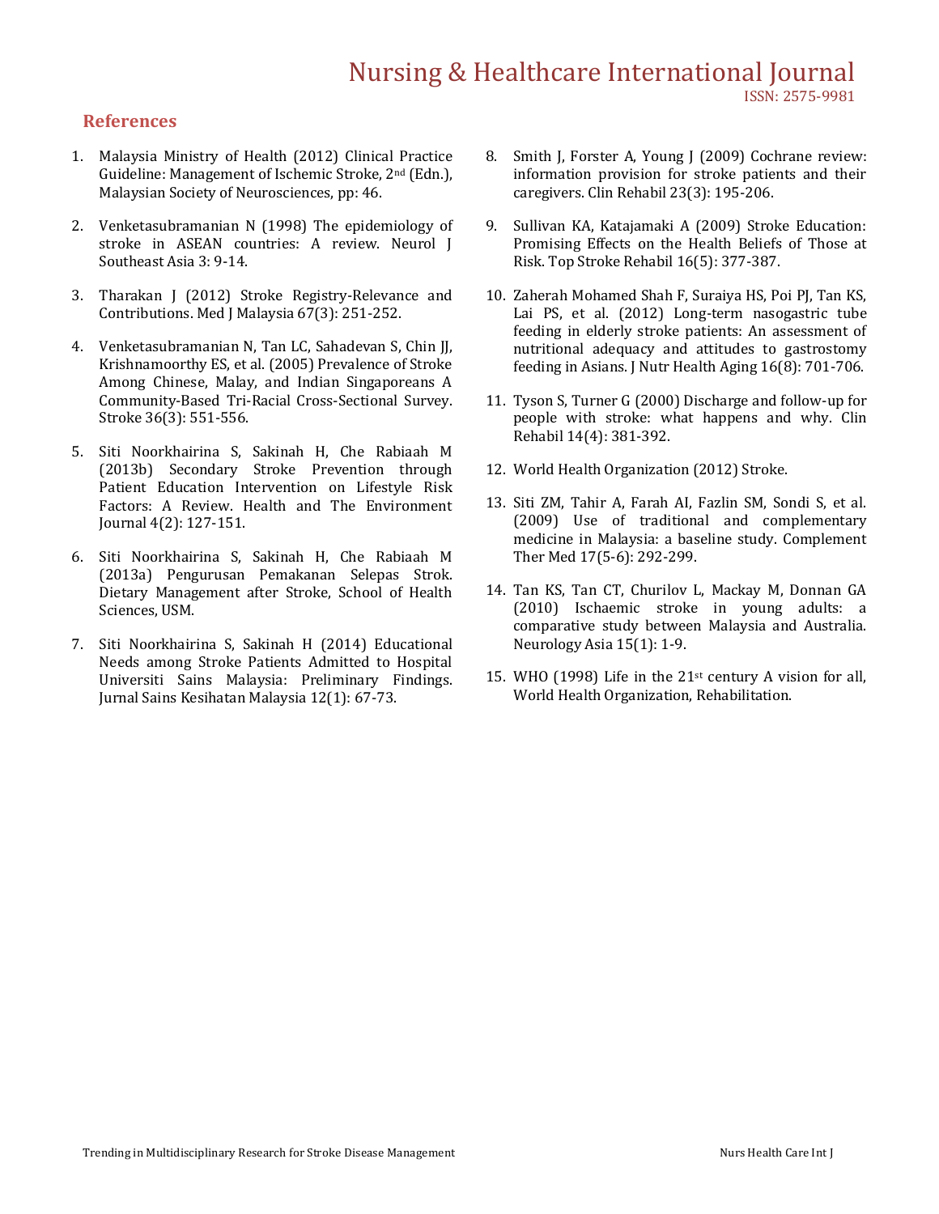## References

1. Malaysia Ministry of Health (2012) Clinical Practice Guideline: Management of Ischemic Stroke, 2nd (Edn.), Malaysian Society of Neurosciences, pp: 46.

2. Venketasubramanian N (1998) The epidemiology of stroke in ASEAN countries: A review. Neurol J Southeast Asia 3: 9-14.

3. Tharakan J (2012) Stroke Registry-Relevance and Contributions. Med J Malaysia 67(3): 251-252.

4. Venketasubramanian N, Tan LC, Sahadevan S, Chin JJ, Krishnamoorthy ES, et al. (2005) Prevalence of Stroke Among Chinese, Malay, and Indian Singaporeans A Community-Based Tri-Racial Cross-Sectional Survey. Stroke 36(3): 551-556.

5. Siti Noorkhairina S, Sakinah H, Che Rabiaah M (2013b) Secondary Stroke Prevention through Patient Education Intervention on Lifestyle Risk Factors: A Review. Health and The Environment Journal 4(2): 127-151.

6. Siti Noorkhairina S, Sakinah H, Che Rabiaah M (2013a) Pengurusan Pemakanan Selepas Strok. Dietary Management after Stroke, School of Health Sciences, USM.

7. Siti Noorkhairina S, Sakinah H (2014) Educational Needs among Stroke Patients Admitted to Hospital Universiti Sains Malaysia: Preliminary Findings. Jurnal Sains Kesihatan Malaysia 12(1): 67-73.

8. Smith J, Forster A, Young J (2009) Cochrane review: information provision for stroke patients and their caregivers. Clin Rehabil 23(3): 195-206.

9. Sullivan KA, Katajamaki A (2009) Stroke Education: Promising Effects on the Health Beliefs of Those at Risk. Top Stroke Rehabil 16(5): 377-387.

10. Zaherah Mohamed Shah F, Suraiya HS, Poi PJ, Tan KS, Lai PS, et al. (2012) Long-term nasogastric tube feeding in elderly stroke patients: An assessment of nutritional adequacy and attitudes to gastrostomy feeding in Asians. J Nutr Health Aging 16(8): 701-706.

11. Tyson S, Turner G (2000) Discharge and follow-up for people with stroke: what happens and why. Clin Rehabil 14(4): 381-392.

12. World Health Organization (2012) Stroke.

13. Siti ZM, Tahir A, Farah AI, Fazlin SM, Sondi S, et al. (2009) Use of traditional and complementary medicine in Malaysia: a baseline study. Complement Ther Med 17(5-6): 292-299.

14. Tan KS, Tan CT, Churilov L, Mackay M, Donnan GA (2010) Ischaemic stroke in young adults: a comparative study between Malaysia and Australia. Neurology Asia 15(1): 1-9.

15. WHO (1998) Life in the 21st century A vision for all, World Health Organization, Rehabilitation.